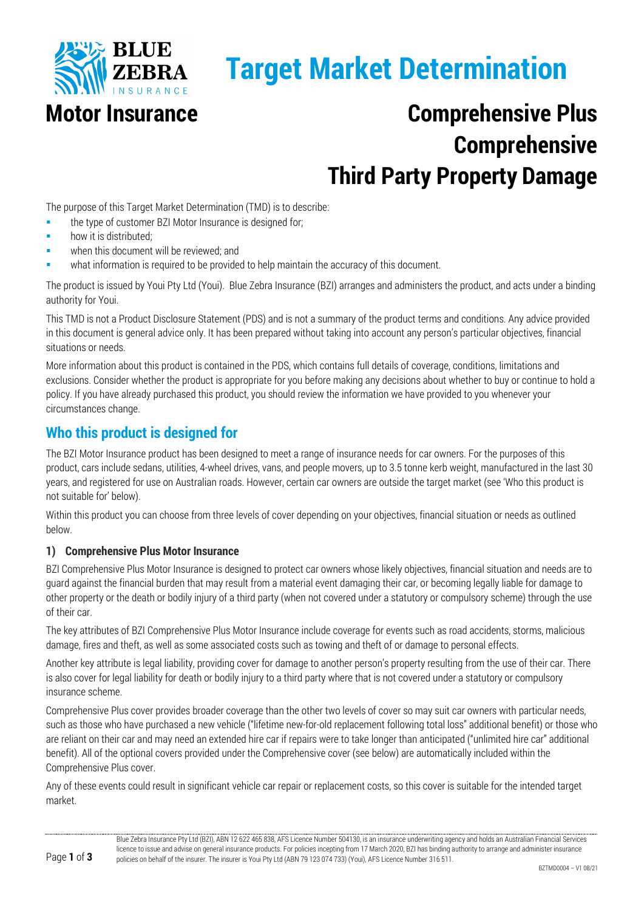# Target Market Determination

## Motor Insurance

## Comprehensive Plus Comprehensive Third Party Property Damage

The purpose of this Target Market Determination (TMD) is to describe:

- the type of customer BZI Motor Insurance is designed for;
- how it is distributed;
- when this document will be reviewed; and
- what information is required to be provided to help maintain the accuracy of this document.

The product is issued by Youi Pty Ltd (Youi). Blue Zebra Insurance (BZI) arranges and administers the product, and acts under a binding authority for Youi.

This TMD is not a Product Disclosure Statement (PDS) and is not a summary of the product terms and conditions. Any advice provided in this document is general advice only. It has been prepared without taking into account any person's particular objectives, financial situations or needs.

More information about this product is contained in the PDS, which contains full details of coverage, conditions, limitations and exclusions. Consider whether the product is appropriate for you before making any decisions about whether to buy or continue to hold a policy. If you have already purchased this product, you should review the information we have provided to you whenever your circumstances change.

## Who this product is designed for

The BZI Motor Insurance product has been designed to meet a range of insurance needs for car owners. For the purposes of this product, cars include sedans, utilities, 4-wheel drives, vans, and people movers, up to 3.5 tonne kerb weight, manufactured in the last 30 years, and registered for use on Australian roads. However, certain car owners are outside the target market (see 'Who this product is not suitable for' below).

Within this product you can choose from three levels of cover depending on your objectives, financial situation or needs as outlined below.

### 1) Comprehensive Plus Motor Insurance

BZI Comprehensive Plus Motor Insurance is designed to protect car owners whose likely objectives, financial situation and needs are to guard against the financial burden that may result from a material event damaging their car, or becoming legally liable for damage to other property or the death or bodily injury of a third party (when not covered under a statutory or compulsory scheme) through the use of their car.

The key attributes of BZI Comprehensive Plus Motor Insurance include coverage for events such as road accidents, storms, malicious damage, fires and theft, as well as some associated costs such as towing and theft of or damage to personal effects.

Another key attribute is legal liability, providing cover for damage to another person's property resulting from the use of their car. There is also cover for legal liability for death or bodily injury to a third party where that is not covered under a statutory or compulsory insurance scheme.

Comprehensive Plus cover provides broader coverage than the other two levels of cover so may suit car owners with particular needs, such as those who have purchased a new vehicle ("lifetime new-for-old replacement following total loss" additional benefit) or those who are reliant on their car and may need an extended hire car if repairs were to take longer than anticipated ("unlimited hire car" additional benefit). All of the optional covers provided under the Comprehensive cover (see below) are automatically included within the Comprehensive Plus cover.

Any of these events could result in significant vehicle car repair or replacement costs, so this cover is suitable for the intended target market.

Blue Zebra Insurance Pty Ltd (BZI), ABN 12 622 465 838, AFS Licence Number 504130, is an insurance underwriting agency and holds an Australian Financial Services licence to issue and advise on general insurance products. For policies incepting from 17 March 2020, BZI has binding authority to arrange and administer insurance policies on behalf of the insurer. The insurer is Youi Pty Ltd (ABN 79 123 074 733) (Youi), AFS Licence Number 316 511.

BZTMD0004 – V1 08/21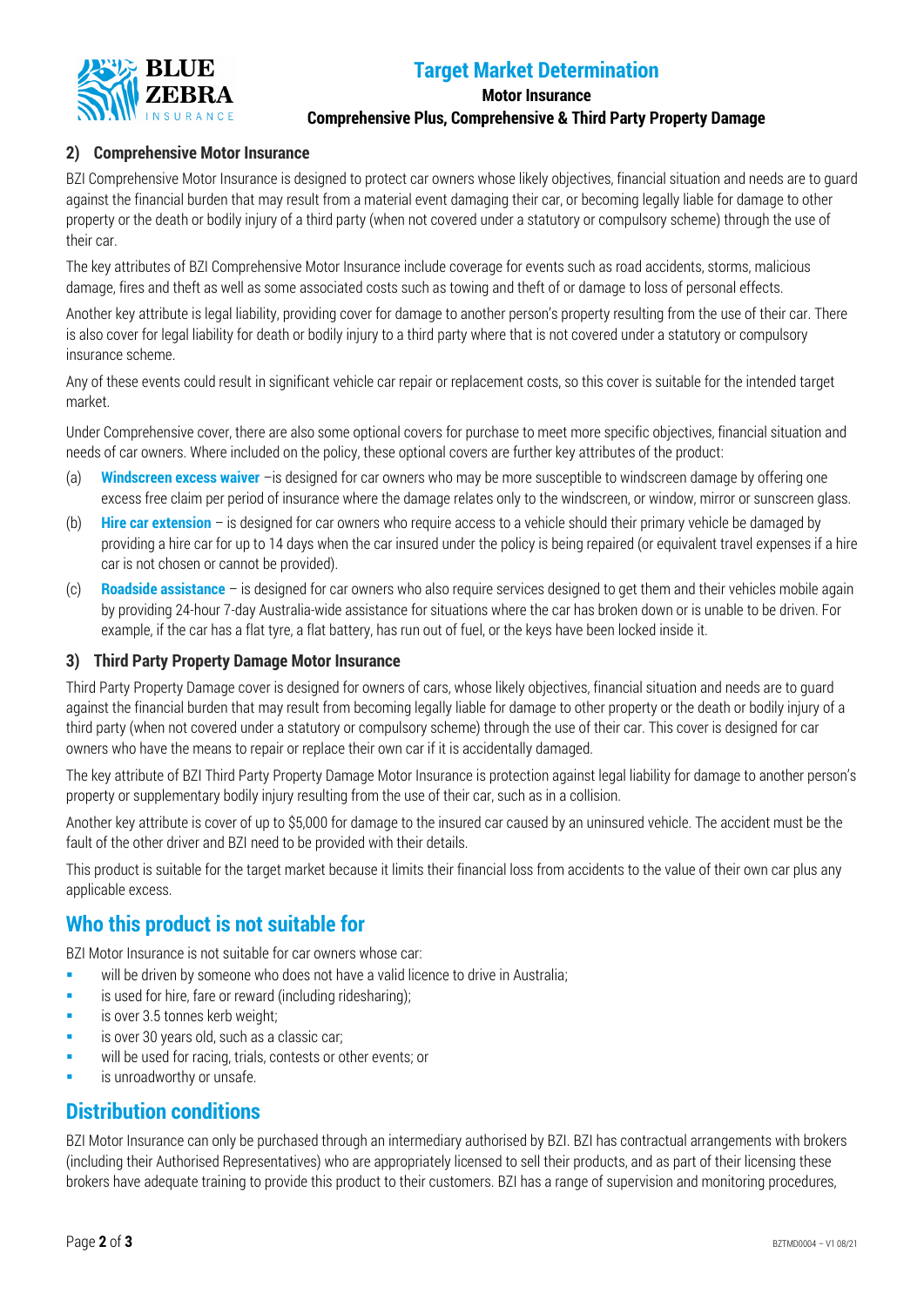### 2) Comprehensive Motor Insurance

BZI Comprehensive Motor Insurance is designed to protect car owners whose likely objectives, financial situation and needs are to guard against the financial burden that may result from a material event damaging their car, or becoming legally liable for damage to other property or the death or bodily injury of a third party (when not covered under a statutory or compulsory scheme) through the use of their car.

The key attributes of BZI Comprehensive Motor Insurance include coverage for events such as road accidents, storms, malicious damage, fires and theft as well as some associated costs such as towing and theft of or damage to loss of personal effects.

Another key attribute is legal liability, providing cover for damage to another person's property resulting from the use of their car. There is also cover for legal liability for death or bodily injury to a third party where that is not covered under a statutory or compulsory insurance scheme.

Any of these events could result in significant vehicle car repair or replacement costs, so this cover is suitable for the intended target market.

Under Comprehensive cover, there are also some optional covers for purchase to meet more specific objectives, financial situation and needs of car owners. Where included on the policy, these optional covers are further key attributes of the product:

(a) **Windscreen excess waiver** –is designed for car owners who may be more susceptible to windscreen damage by offering one excess free claim per period of insurance where the damage relates only to the windscreen, or window, mirror or sunscreen glass.

(b) **Hire car extension** – is designed for car owners who require access to a vehicle should their primary vehicle be damaged by providing a hire car for up to 14 days when the car insured under the policy is being repaired (or equivalent travel expenses if a hire car is not chosen or cannot be provided).

(c) **Roadside assistance** – is designed for car owners who also require services designed to get them and their vehicles mobile again by providing 24-hour 7-day Australia-wide assistance for situations where the car has broken down or is unable to be driven. For example, if the car has a flat tyre, a flat battery, has run out of fuel, or the keys have been locked inside it.

### 3) Third Party Property Damage Motor Insurance

Third Party Property Damage cover is designed for owners of cars, whose likely objectives, financial situation and needs are to guard against the financial burden that may result from becoming legally liable for damage to other property or the death or bodily injury of a third party (when not covered under a statutory or compulsory scheme) through the use of their car. This cover is designed for car owners who have the means to repair or replace their own car if it is accidentally damaged.

The key attribute of BZI Third Party Property Damage Motor Insurance is protection against legal liability for damage to another person's property or supplementary bodily injury resulting from the use of their car, such as in a collision.

Another key attribute is cover of up to $5,000 for damage to the insured car caused by an uninsured vehicle. The accident must be the fault of the other driver and BZI need to be provided with their details.

This product is suitable for the target market because it limits their financial loss from accidents to the value of their own car plus any applicable excess.

## Who this product is not suitable for

BZI Motor Insurance is not suitable for car owners whose car:

- will be driven by someone who does not have a valid licence to drive in Australia;
- is used for hire, fare or reward (including ridesharing);
- is over 3.5 tonnes kerb weight;
- is over 30 years old, such as a classic car;
- will be used for racing, trials, contests or other events; or
- is unroadworthy or unsafe.

## Distribution conditions

BZI Motor Insurance can only be purchased through an intermediary authorised by BZI. BZI has contractual arrangements with brokers (including their Authorised Representatives) who are appropriately licensed to sell their products, and as part of their licensing these brokers have adequate training to provide this product to their customers. BZI has a range of supervision and monitoring procedures,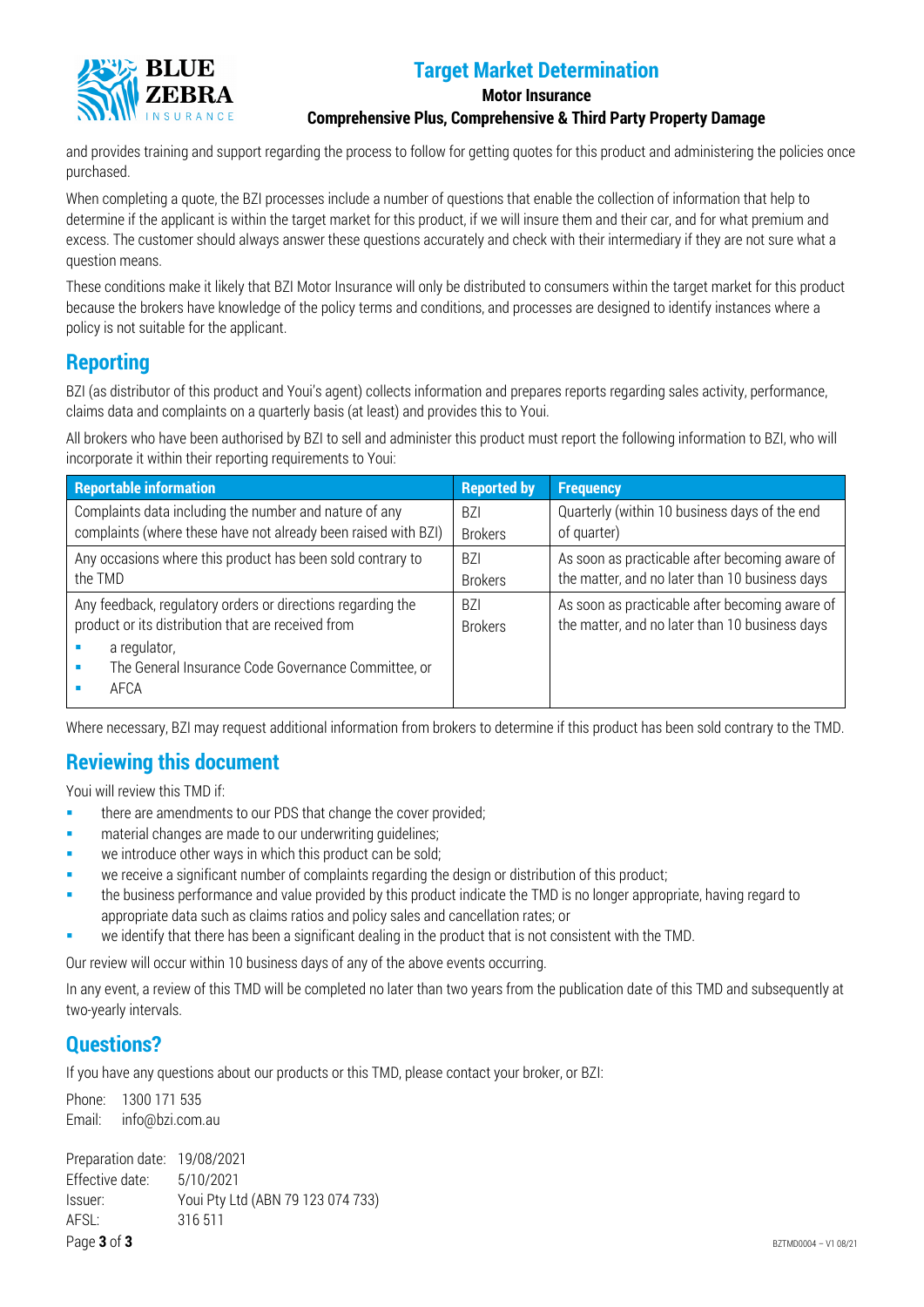and provides training and support regarding the process to follow for getting quotes for this product and administering the policies once purchased.

When completing a quote, the BZI processes include a number of questions that enable the collection of information that help to determine if the applicant is within the target market for this product, if we will insure them and their car, and for what premium and excess. The customer should always answer these questions accurately and check with their intermediary if they are not sure what a question means.

These conditions make it likely that BZI Motor Insurance will only be distributed to consumers within the target market for this product because the brokers have knowledge of the policy terms and conditions, and processes are designed to identify instances where a policy is not suitable for the applicant.

## Reporting

BZI (as distributor of this product and Youi's agent) collects information and prepares reports regarding sales activity, performance, claims data and complaints on a quarterly basis (at least) and provides this to Youi.

All brokers who have been authorised by BZI to sell and administer this product must report the following information to BZI, who will incorporate it within their reporting requirements to Youi:

| Reportable information | Reported by | Frequency |
|---|---|---|
| Complaints data including the number and nature of any complaints (where these have not already been raised with BZI) | BZI Brokers | Quarterly (within 10 business days of the end of quarter) |
| Any occasions where this product has been sold contrary to the TMD | BZI Brokers | As soon as practicable after becoming aware of the matter, and no later than 10 business days |
| Any feedback, regulatory orders or directions regarding the product or its distribution that are received from: a regulator, The General Insurance Code Governance Committee, or AFCA | BZI Brokers | As soon as practicable after becoming aware of the matter, and no later than 10 business days |

Where necessary, BZI may request additional information from brokers to determine if this product has been sold contrary to the TMD.

## Reviewing this document

Youi will review this TMD if:

- there are amendments to our PDS that change the cover provided;
- material changes are made to our underwriting guidelines;
- we introduce other ways in which this product can be sold;
- we receive a significant number of complaints regarding the design or distribution of this product;
- the business performance and value provided by this product indicate the TMD is no longer appropriate, having regard to appropriate data such as claims ratios and policy sales and cancellation rates; or
- we identify that there has been a significant dealing in the product that is not consistent with the TMD.

Our review will occur within 10 business days of any of the above events occurring.

In any event, a review of this TMD will be completed no later than two years from the publication date of this TMD and subsequently at two-yearly intervals.

## Questions?

If you have any questions about our products or this TMD, please contact your broker, or BZI:

Phone: 1300 171 535
Email: info@bzi.com.au

Preparation date: 19/08/2021
Effective date: 5/10/2021
Issuer: Youi Pty Ltd (ABN 79 123 074 733)
AFSL: 316 511